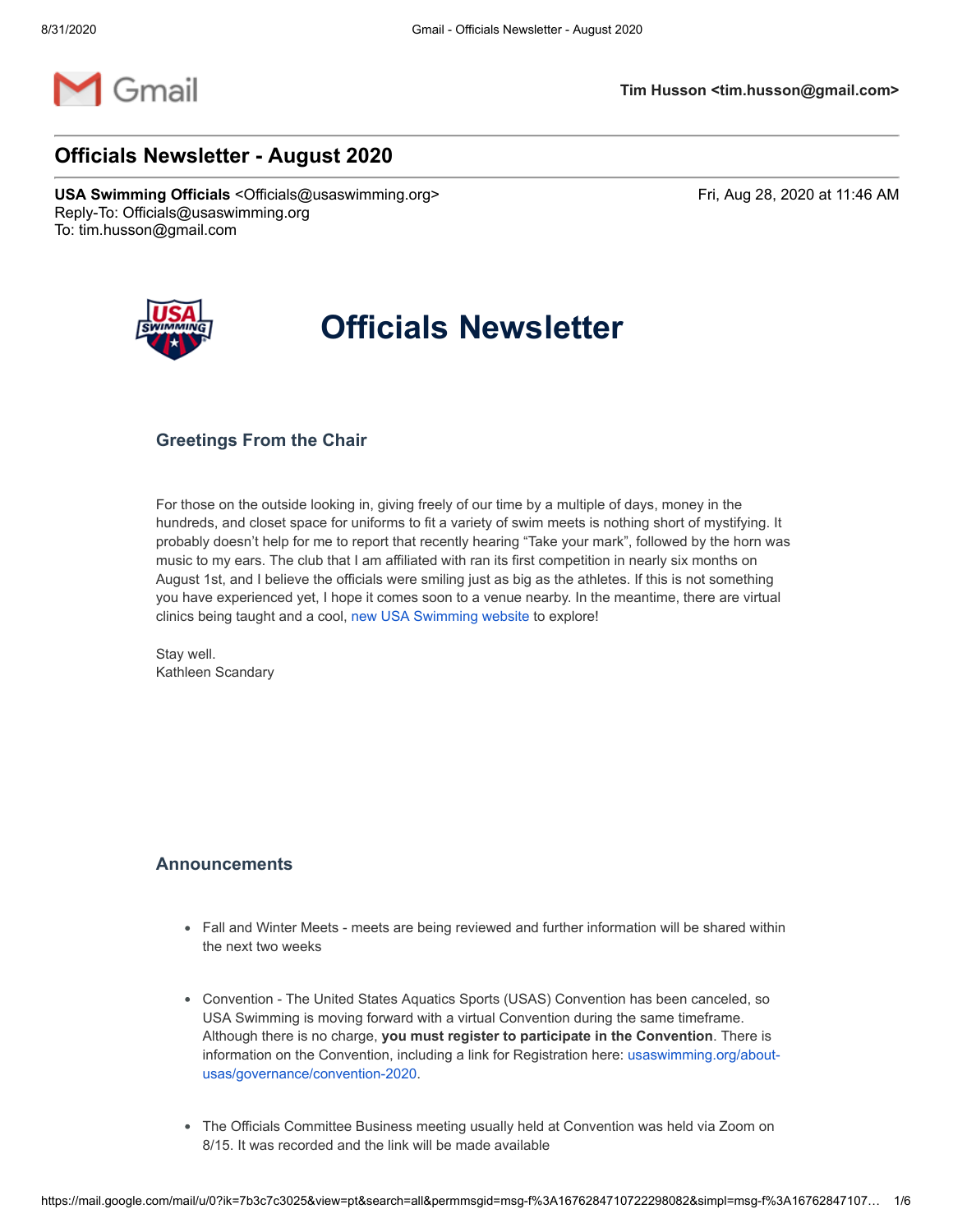Tim Husson <tim.husson@gmail.com>

# Officials Newsletter - August 2020

**USA Swimming Officials** <Officials@usaswimming.org>
Reply-To: Officials@usaswimming.org
To: tim.husson@gmail.com

Fri, Aug 28, 2020 at 11:46 AM

## Officials Newsletter

### Greetings From the Chair

For those on the outside looking in, giving freely of our time by a multiple of days, money in the hundreds, and closet space for uniforms to fit a variety of swim meets is nothing short of mystifying. It probably doesn't help for me to report that recently hearing "Take your mark", followed by the horn was music to my ears. The club that I am affiliated with ran its first competition in nearly six months on August 1st, and I believe the officials were smiling just as big as the athletes. If this is not something you have experienced yet, I hope it comes soon to a venue nearby. In the meantime, there are virtual clinics being taught and a cool, new USA Swimming website to explore!

Stay well.
Kathleen Scandary

### Announcements

- Fall and Winter Meets - meets are being reviewed and further information will be shared within the next two weeks
- Convention - The United States Aquatics Sports (USAS) Convention has been canceled, so USA Swimming is moving forward with a virtual Convention during the same timeframe. Although there is no charge, **you must register to participate in the Convention**. There is information on the Convention, including a link for Registration here: usaswimming.org/about-usas/governance/convention-2020.
- The Officials Committee Business meeting usually held at Convention was held via Zoom on 8/15. It was recorded and the link will be made available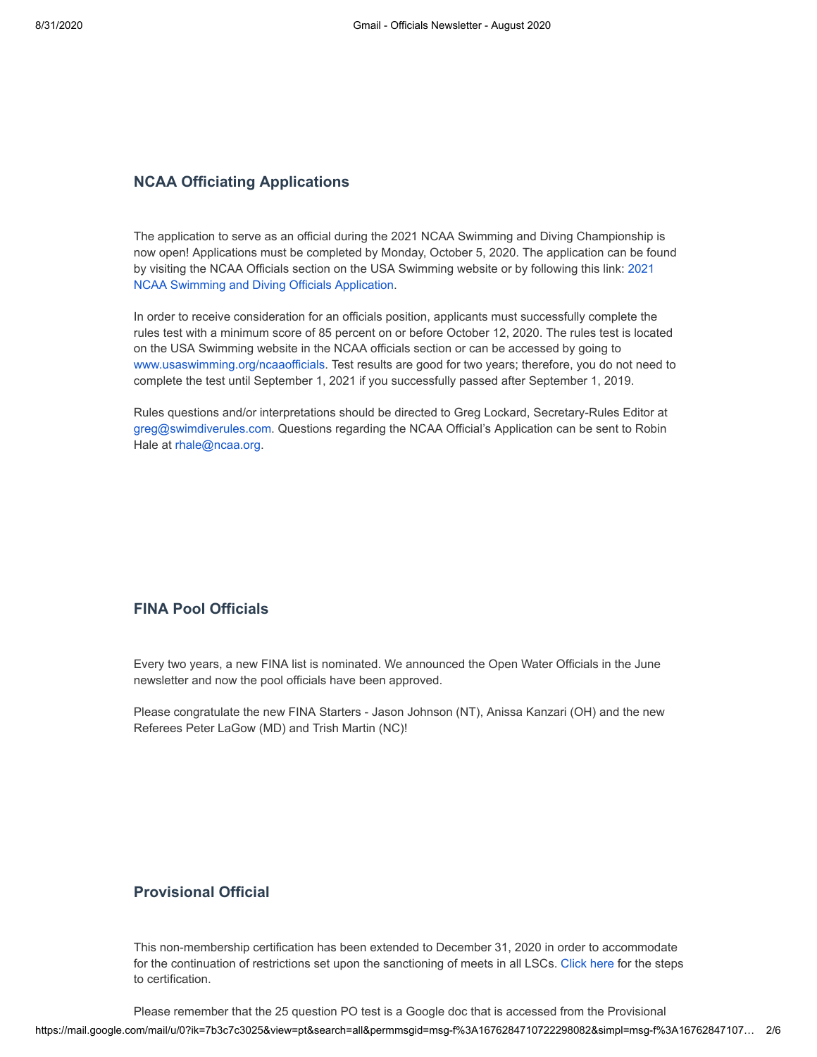## NCAA Officiating Applications

The application to serve as an official during the 2021 NCAA Swimming and Diving Championship is now open! Applications must be completed by Monday, October 5, 2020. The application can be found by visiting the NCAA Officials section on the USA Swimming website or by following this link: 2021 NCAA Swimming and Diving Officials Application.

In order to receive consideration for an officials position, applicants must successfully complete the rules test with a minimum score of 85 percent on or before October 12, 2020. The rules test is located on the USA Swimming website in the NCAA officials section or can be accessed by going to www.usaswimming.org/ncaaofficials. Test results are good for two years; therefore, you do not need to complete the test until September 1, 2021 if you successfully passed after September 1, 2019.

Rules questions and/or interpretations should be directed to Greg Lockard, Secretary-Rules Editor at greg@swimdiverules.com. Questions regarding the NCAA Official's Application can be sent to Robin Hale at rhale@ncaa.org.

## FINA Pool Officials

Every two years, a new FINA list is nominated. We announced the Open Water Officials in the June newsletter and now the pool officials have been approved.

Please congratulate the new FINA Starters - Jason Johnson (NT), Anissa Kanzari (OH) and the new Referees Peter LaGow (MD) and Trish Martin (NC)!

## Provisional Official

This non-membership certification has been extended to December 31, 2020 in order to accommodate for the continuation of restrictions set upon the sanctioning of meets in all LSCs. Click here for the steps to certification.

Please remember that the 25 question PO test is a Google doc that is accessed from the Provisional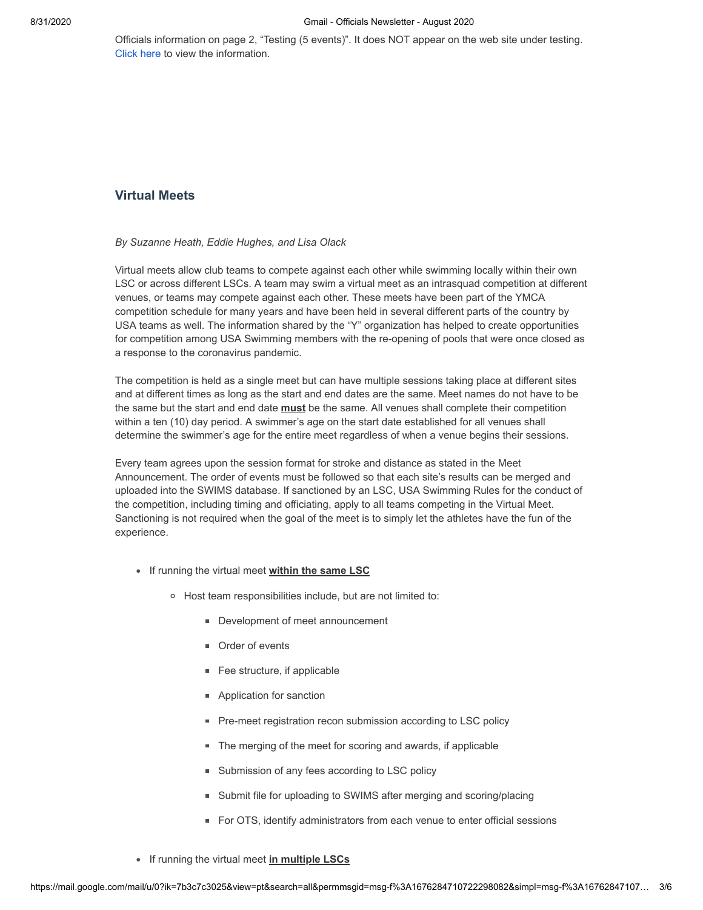Officials information on page 2, “Testing (5 events)”. It does NOT appear on the web site under testing. Click here to view the information.

## Virtual Meets

*By Suzanne Heath, Eddie Hughes, and Lisa Olack*

Virtual meets allow club teams to compete against each other while swimming locally within their own LSC or across different LSCs. A team may swim a virtual meet as an intrasquad competition at different venues, or teams may compete against each other. These meets have been part of the YMCA competition schedule for many years and have been held in several different parts of the country by USA teams as well. The information shared by the “Y” organization has helped to create opportunities for competition among USA Swimming members with the re-opening of pools that were once closed as a response to the coronavirus pandemic.

The competition is held as a single meet but can have multiple sessions taking place at different sites and at different times as long as the start and end dates are the same. Meet names do not have to be the same but the start and end date **must** be the same. All venues shall complete their competition within a ten (10) day period. A swimmer’s age on the start date established for all venues shall determine the swimmer’s age for the entire meet regardless of when a venue begins their sessions.

Every team agrees upon the session format for stroke and distance as stated in the Meet Announcement. The order of events must be followed so that each site’s results can be merged and uploaded into the SWIMS database. If sanctioned by an LSC, USA Swimming Rules for the conduct of the competition, including timing and officiating, apply to all teams competing in the Virtual Meet. Sanctioning is not required when the goal of the meet is to simply let the athletes have the fun of the experience.

- If running the virtual meet **within the same LSC**
  - Host team responsibilities include, but are not limited to:
    - Development of meet announcement
    - Order of events
    - Fee structure, if applicable
    - Application for sanction
    - Pre-meet registration recon submission according to LSC policy
    - The merging of the meet for scoring and awards, if applicable
    - Submission of any fees according to LSC policy
    - Submit file for uploading to SWIMS after merging and scoring/placing
    - For OTS, identify administrators from each venue to enter official sessions
- If running the virtual meet **in multiple LSCs**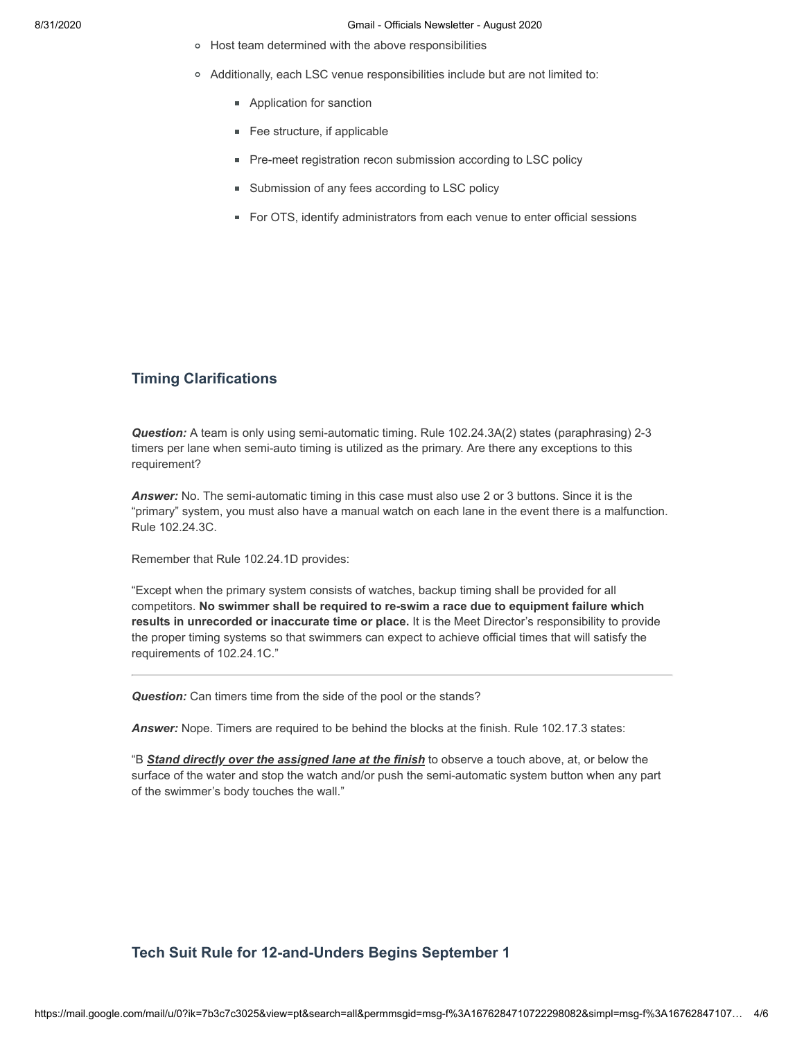- Host team determined with the above responsibilities
- Additionally, each LSC venue responsibilities include but are not limited to:
  - Application for sanction
  - Fee structure, if applicable
  - Pre-meet registration recon submission according to LSC policy
  - Submission of any fees according to LSC policy
  - For OTS, identify administrators from each venue to enter official sessions

## Timing Clarifications

***Question:*** A team is only using semi-automatic timing. Rule 102.24.3A(2) states (paraphrasing) 2-3 timers per lane when semi-auto timing is utilized as the primary. Are there any exceptions to this requirement?

***Answer:*** No. The semi-automatic timing in this case must also use 2 or 3 buttons. Since it is the "primary" system, you must also have a manual watch on each lane in the event there is a malfunction. Rule 102.24.3C.

Remember that Rule 102.24.1D provides:

"Except when the primary system consists of watches, backup timing shall be provided for all competitors. **No swimmer shall be required to re-swim a race due to equipment failure which results in unrecorded or inaccurate time or place.** It is the Meet Director's responsibility to provide the proper timing systems so that swimmers can expect to achieve official times that will satisfy the requirements of 102.24.1C."

---

***Question:*** Can timers time from the side of the pool or the stands?

***Answer:*** Nope. Timers are required to be behind the blocks at the finish. Rule 102.17.3 states:

"B ***Stand directly over the assigned lane at the finish*** to observe a touch above, at, or below the surface of the water and stop the watch and/or push the semi-automatic system button when any part of the swimmer's body touches the wall."

## Tech Suit Rule for 12-and-Unders Begins September 1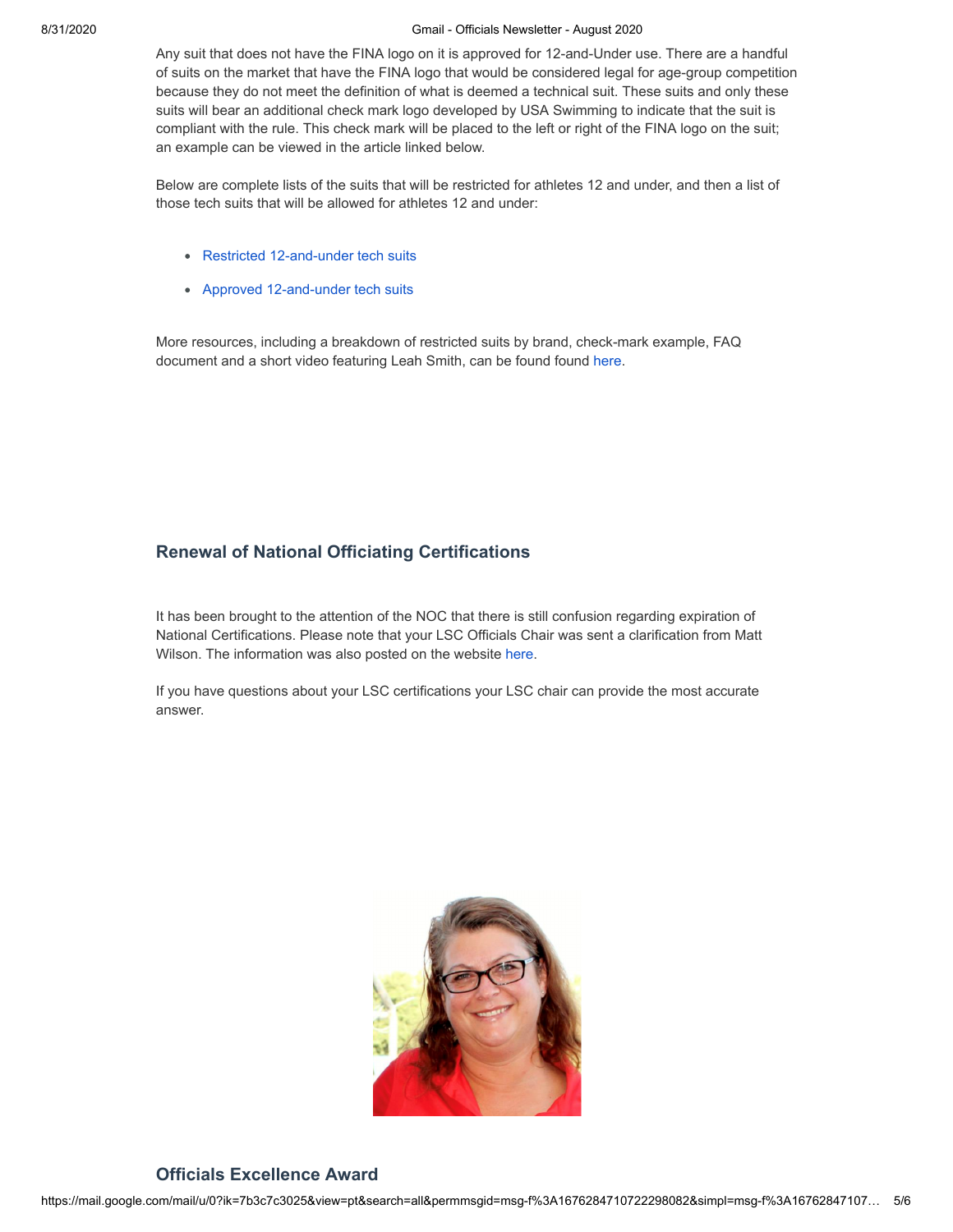Any suit that does not have the FINA logo on it is approved for 12-and-Under use. There are a handful of suits on the market that have the FINA logo that would be considered legal for age-group competition because they do not meet the definition of what is deemed a technical suit. These suits and only these suits will bear an additional check mark logo developed by USA Swimming to indicate that the suit is compliant with the rule. This check mark will be placed to the left or right of the FINA logo on the suit; an example can be viewed in the article linked below.

Below are complete lists of the suits that will be restricted for athletes 12 and under, and then a list of those tech suits that will be allowed for athletes 12 and under:

- Restricted 12-and-under tech suits
- Approved 12-and-under tech suits

More resources, including a breakdown of restricted suits by brand, check-mark example, FAQ document and a short video featuring Leah Smith, can be found found here.

### Renewal of National Officiating Certifications

It has been brought to the attention of the NOC that there is still confusion regarding expiration of National Certifications. Please note that your LSC Officials Chair was sent a clarification from Matt Wilson. The information was also posted on the website here.

If you have questions about your LSC certifications your LSC chair can provide the most accurate answer.

### Officials Excellence Award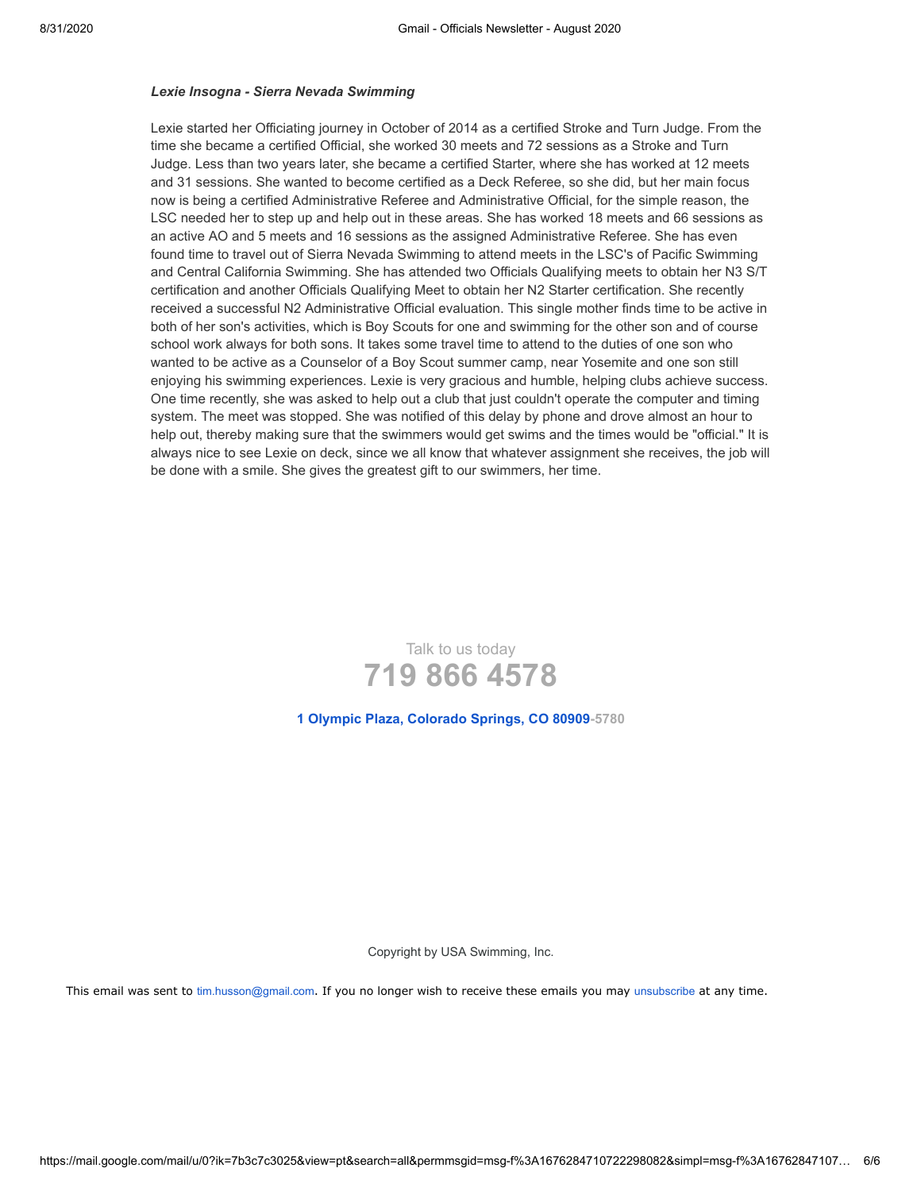***Lexie Insogna - Sierra Nevada Swimming***

Lexie started her Officiating journey in October of 2014 as a certified Stroke and Turn Judge. From the time she became a certified Official, she worked 30 meets and 72 sessions as a Stroke and Turn Judge. Less than two years later, she became a certified Starter, where she has worked at 12 meets and 31 sessions. She wanted to become certified as a Deck Referee, so she did, but her main focus now is being a certified Administrative Referee and Administrative Official, for the simple reason, the LSC needed her to step up and help out in these areas. She has worked 18 meets and 66 sessions as an active AO and 5 meets and 16 sessions as the assigned Administrative Referee. She has even found time to travel out of Sierra Nevada Swimming to attend meets in the LSC's of Pacific Swimming and Central California Swimming. She has attended two Officials Qualifying meets to obtain her N3 S/T certification and another Officials Qualifying Meet to obtain her N2 Starter certification. She recently received a successful N2 Administrative Official evaluation. This single mother finds time to be active in both of her son's activities, which is Boy Scouts for one and swimming for the other son and of course school work always for both sons. It takes some travel time to attend to the duties of one son who wanted to be active as a Counselor of a Boy Scout summer camp, near Yosemite and one son still enjoying his swimming experiences. Lexie is very gracious and humble, helping clubs achieve success. One time recently, she was asked to help out a club that just couldn't operate the computer and timing system. The meet was stopped. She was notified of this delay by phone and drove almost an hour to help out, thereby making sure that the swimmers would get swims and the times would be "official." It is always nice to see Lexie on deck, since we all know that whatever assignment she receives, the job will be done with a smile. She gives the greatest gift to our swimmers, her time.

Talk to us today

**719 866 4578**

**1 Olympic Plaza, Colorado Springs, CO 80909-5780**

Copyright by USA Swimming, Inc.

This email was sent to tim.husson@gmail.com. If you no longer wish to receive these emails you may unsubscribe at any time.